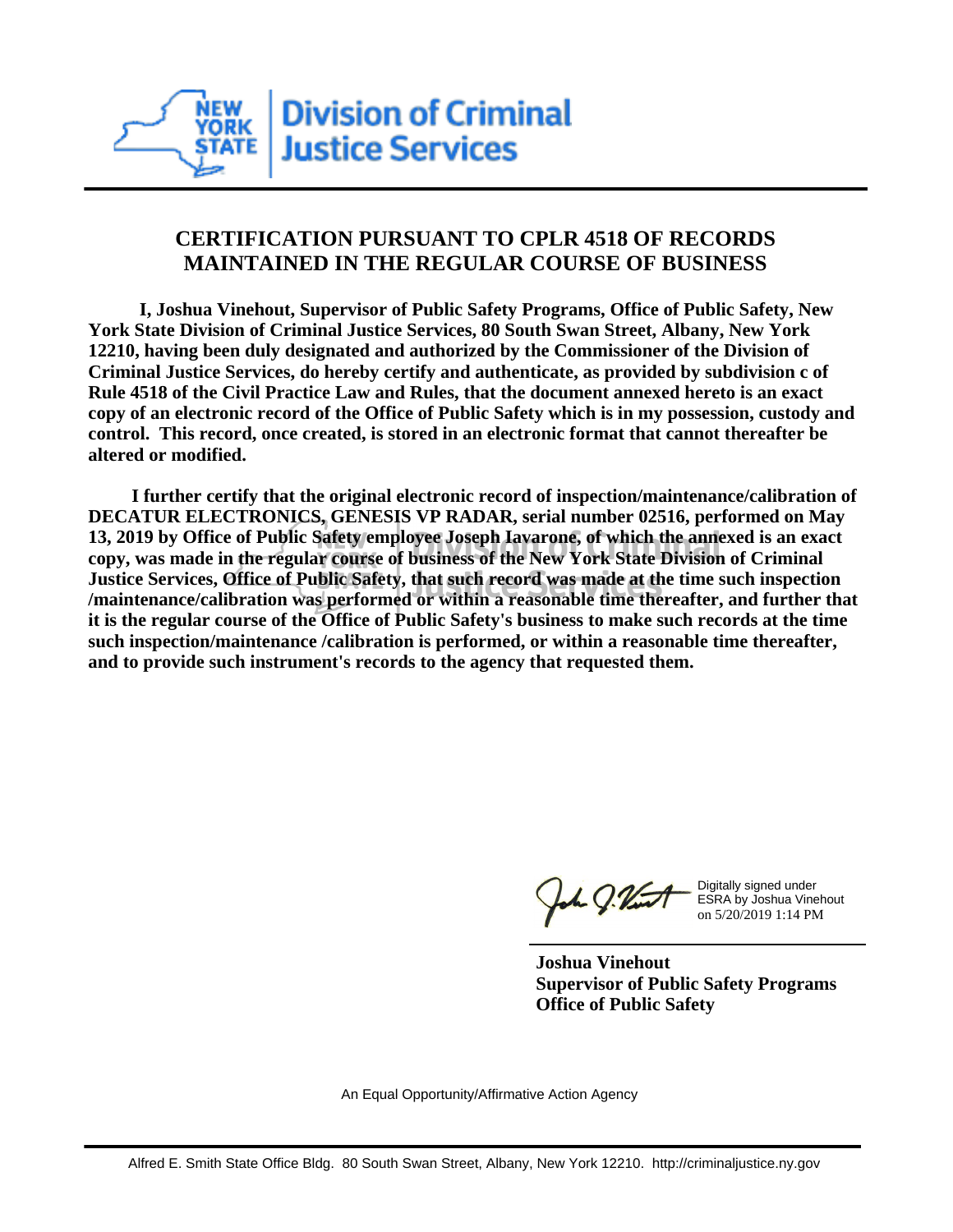**New York State Division of Criminal Justice Services**

## CERTIFICATION PURSUANT TO CPLR 4518 OF RECORDS MAINTAINED IN THE REGULAR COURSE OF BUSINESS

**I, Joshua Vinehout, Supervisor of Public Safety Programs, Office of Public Safety, New York State Division of Criminal Justice Services, 80 South Swan Street, Albany, New York 12210, having been duly designated and authorized by the Commissioner of the Division of Criminal Justice Services, do hereby certify and authenticate, as provided by subdivision c of Rule 4518 of the Civil Practice Law and Rules, that the document annexed hereto is an exact copy of an electronic record of the Office of Public Safety which is in my possession, custody and control. This record, once created, is stored in an electronic format that cannot thereafter be altered or modified.**

**I further certify that the original electronic record of inspection/maintenance/calibration of DECATUR ELECTRONICS, GENESIS VP RADAR, serial number 02516, performed on May 13, 2019 by Office of Public Safety employee Joseph Iavarone, of which the annexed is an exact copy, was made in the regular course of business of the New York State Division of Criminal Justice Services, Office of Public Safety, that such record was made at the time such inspection /maintenance/calibration was performed or within a reasonable time thereafter, and further that it is the regular course of the Office of Public Safety's business to make such records at the time such inspection/maintenance /calibration is performed, or within a reasonable time thereafter, and to provide such instrument's records to the agency that requested them.**

Digitally signed under ESRA by Joshua Vinehout on 5/20/2019 1:14 PM

**Joshua Vinehout**
**Supervisor of Public Safety Programs**
**Office of Public Safety**

An Equal Opportunity/Affirmative Action Agency

Alfred E. Smith State Office Bldg. 80 South Swan Street, Albany, New York 12210. http://criminaljustice.ny.gov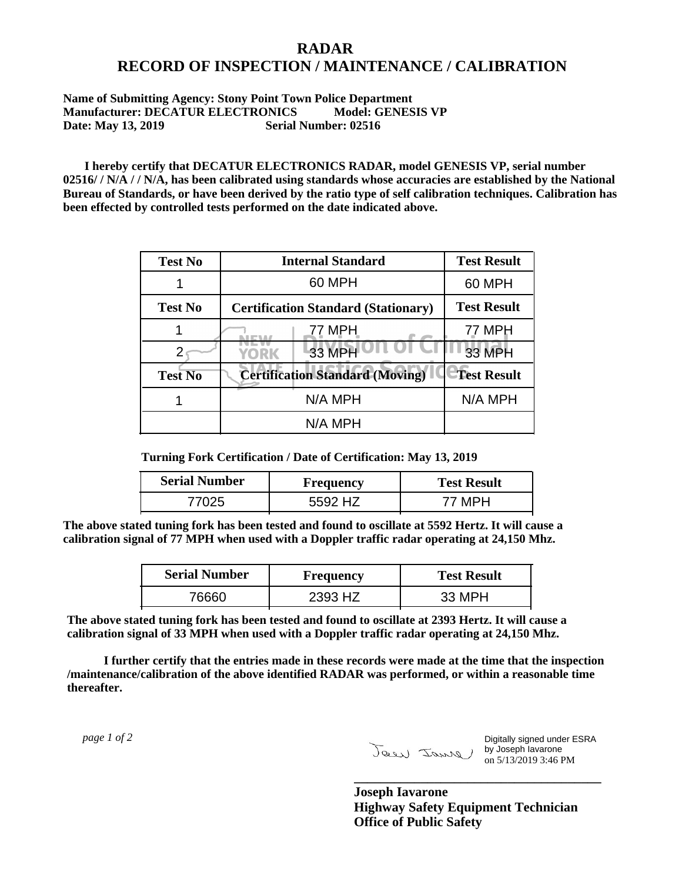# RADAR
# RECORD OF INSPECTION / MAINTENANCE / CALIBRATION

**Name of Submitting Agency: Stony Point Town Police Department**
**Manufacturer: DECATUR ELECTRONICS Model: GENESIS VP**
**Date: May 13, 2019 Serial Number: 02516**

**I hereby certify that DECATUR ELECTRONICS RADAR, model GENESIS VP, serial number 02516/ / N/A / / N/A, has been calibrated using standards whose accuracies are established by the National Bureau of Standards, or have been derived by the ratio type of self calibration techniques. Calibration has been effected by controlled tests performed on the date indicated above.**

| Test No | Internal Standard | Test Result |
|---|---|---|
| 1 | 60 MPH | 60 MPH |
| **Test No** | **Certification Standard (Stationary)** | **Test Result** |
| 1 | 77 MPH | 77 MPH |
| 2 | 33 MPH | 33 MPH |
| **Test No** | **Certification Standard (Moving)** | **Test Result** |
| 1 | N/A MPH | N/A MPH |
| | N/A MPH | |

**Turning Fork Certification / Date of Certification: May 13, 2019**

| Serial Number | Frequency | Test Result |
|---|---|---|
| 77025 | 5592 HZ | 77 MPH |

**The above stated tuning fork has been tested and found to oscillate at 5592 Hertz. It will cause a calibration signal of 77 MPH when used with a Doppler traffic radar operating at 24,150 Mhz.**

| Serial Number | Frequency | Test Result |
|---|---|---|
| 76660 | 2393 HZ | 33 MPH |

**The above stated tuning fork has been tested and found to oscillate at 2393 Hertz. It will cause a calibration signal of 33 MPH when used with a Doppler traffic radar operating at 24,150 Mhz.**

**I further certify that the entries made in these records were made at the time that the inspection /maintenance/calibration of the above identified RADAR was performed, or within a reasonable time thereafter.**

*page 1 of 2*

Digitally signed under ESRA by Joseph Iavarone on 5/13/2019 3:46 PM

**Joseph Iavarone**
**Highway Safety Equipment Technician**
**Office of Public Safety**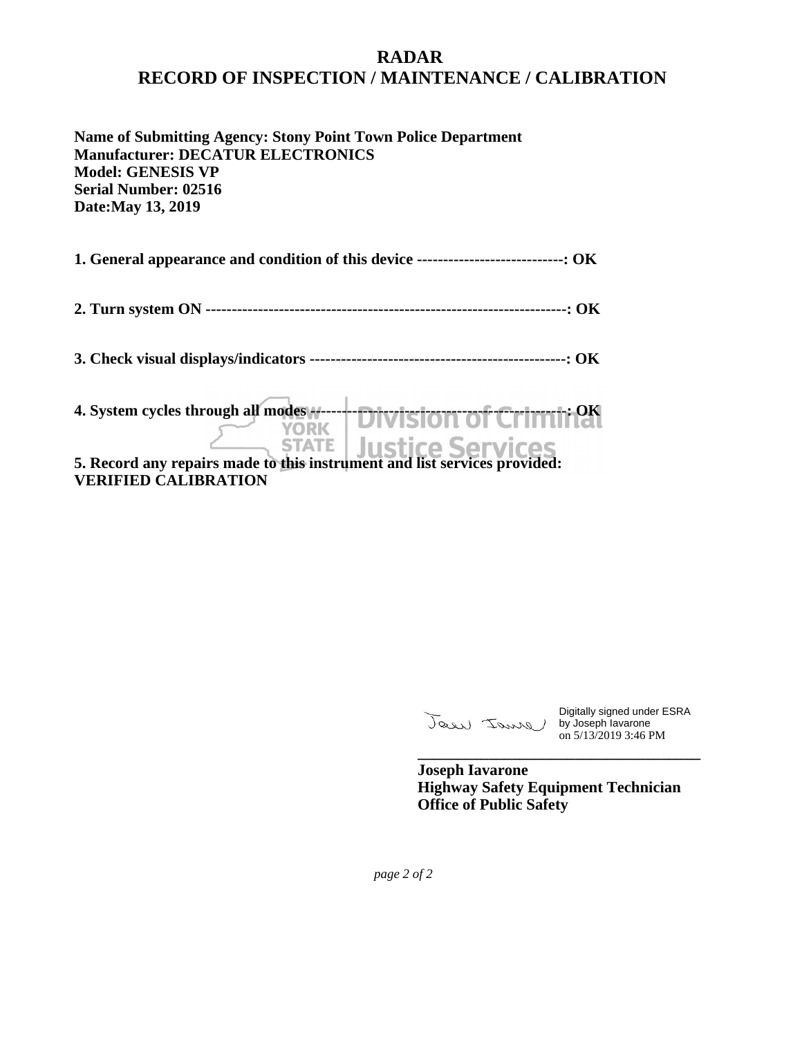# RADAR
# RECORD OF INSPECTION / MAINTENANCE / CALIBRATION

**Name of Submitting Agency: Stony Point Town Police Department**
**Manufacturer: DECATUR ELECTRONICS**
**Model: GENESIS VP**
**Serial Number: 02516**
**Date:May 13, 2019**

**1. General appearance and condition of this device ----------------------------: OK**

**2. Turn system ON --------------------------------------------------------------------: OK**

**3. Check visual displays/indicators -------------------------------------------------: OK**

**4. System cycles through all modes -------------------------------------------------: OK**

**5. Record any repairs made to this instrument and list services provided:**
**VERIFIED CALIBRATION**

Digitally signed under ESRA by Joseph Iavarone on 5/13/2019 3:46 PM

**Joseph Iavarone**
**Highway Safety Equipment Technician**
**Office of Public Safety**